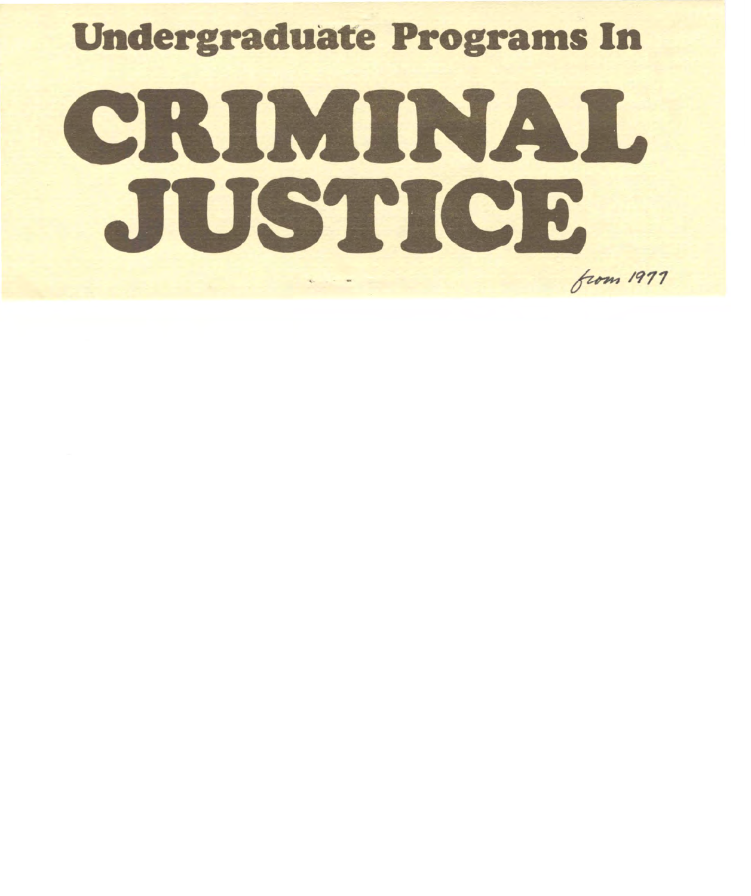## Undergraduate Programs In

# CRIMINAL JUSTICE

*from 1977*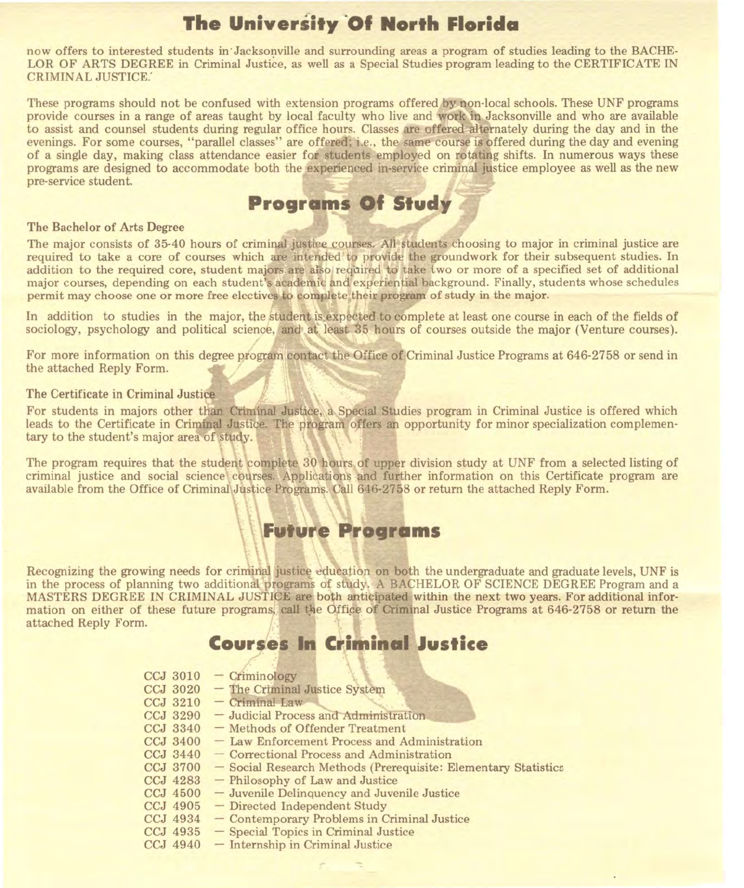# The University Of North Florida

now offers to interested students in Jacksonville and surrounding areas a program of studies leading to the BACHELOR OF ARTS DEGREE in Criminal Justice, as well as a Special Studies program leading to the CERTIFICATE IN CRIMINAL JUSTICE.

These programs should not be confused with extension programs offered by non-local schools. These UNF programs provide courses in a range of areas taught by local faculty who live and work in Jacksonville and who are available to assist and counsel students during regular office hours. Classes are offered alternately during the day and in the evenings. For some courses, "parallel classes" are offered; i.e., the same course is offered during the day and evening of a single day, making class attendance easier for students employed on rotating shifts. In numerous ways these programs are designed to accommodate both the experienced in-service criminal justice employee as well as the new pre-service student.

## Programs Of Study

### The Bachelor of Arts Degree

The major consists of 35-40 hours of criminal justice courses. All students choosing to major in criminal justice are required to take a core of courses which are intended to provide the groundwork for their subsequent studies. In addition to the required core, student majors are also required to take two or more of a specified set of additional major courses, depending on each student's academic and experiential background. Finally, students whose schedules permit may choose one or more free electives to complete their program of study in the major.

In addition to studies in the major, the student is expected to complete at least one course in each of the fields of sociology, psychology and political science, and at least 35 hours of courses outside the major (Venture courses).

For more information on this degree program contact the Office of Criminal Justice Programs at 646-2758 or send in the attached Reply Form.

### The Certificate in Criminal Justice

For students in majors other than Criminal Justice, a Special Studies program in Criminal Justice is offered which leads to the Certificate in Criminal Justice. The program offers an opportunity for minor specialization complementary to the student's major area of study.

The program requires that the student complete 30 hours of upper division study at UNF from a selected listing of criminal justice and social science courses. Applications and further information on this Certificate program are available from the Office of Criminal Justice Programs. Call 646-2758 or return the attached Reply Form.

## Future Programs

Recognizing the growing needs for criminal justice education on both the undergraduate and graduate levels, UNF is in the process of planning two additional programs of study. A BACHELOR OF SCIENCE DEGREE Program and a MASTERS DEGREE IN CRIMINAL JUSTICE are both anticipated within the next two years. For additional information on either of these future programs, call the Office of Criminal Justice Programs at 646-2758 or return the attached Reply Form.

## Courses In Criminal Justice

- CCJ 3010 — Criminology
- CCJ 3020 — The Criminal Justice System
- CCJ 3210 — Criminal Law
- CCJ 3290 — Judicial Process and Administration
- CCJ 3340 — Methods of Offender Treatment
- CCJ 3400 — Law Enforcement Process and Administration
- CCJ 3440 — Correctional Process and Administration
- CCJ 3700 — Social Research Methods (Prerequisite: Elementary Statistics
- CCJ 4283 — Philosophy of Law and Justice
- CCJ 4500 — Juvenile Delinquency and Juvenile Justice
- CCJ 4905 — Directed Independent Study
- CCJ 4934 — Contemporary Problems in Criminal Justice
- CCJ 4935 — Special Topics in Criminal Justice
- CCJ 4940 — Internship in Criminal Justice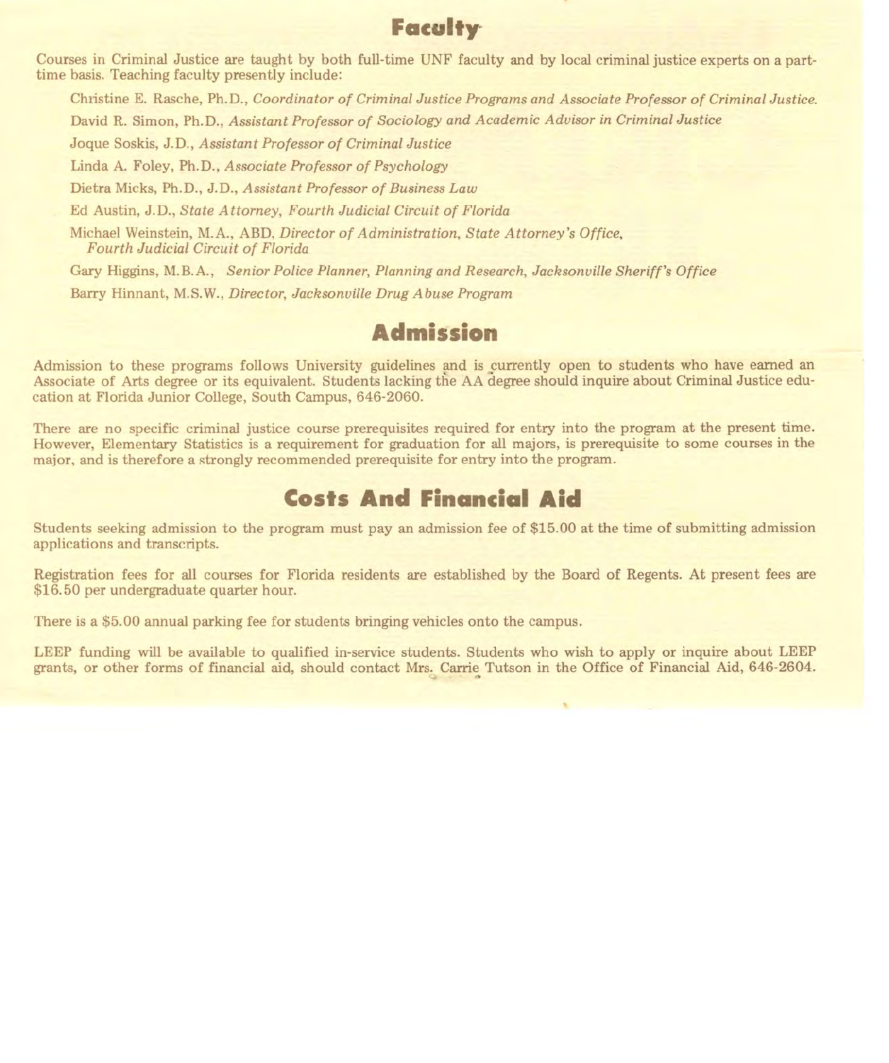## Faculty

Courses in Criminal Justice are taught by both full-time UNF faculty and by local criminal justice experts on a part-time basis. Teaching faculty presently include:

Christine E. Rasche, Ph.D., *Coordinator of Criminal Justice Programs and Associate Professor of Criminal Justice.*

David R. Simon, Ph.D., *Assistant Professor of Sociology and Academic Advisor in Criminal Justice*

Joque Soskis, J.D., *Assistant Professor of Criminal Justice*

Linda A. Foley, Ph.D., *Associate Professor of Psychology*

Dietra Micks, Ph.D., J.D., *Assistant Professor of Business Law*

Ed Austin, J.D., *State Attorney, Fourth Judicial Circuit of Florida*

Michael Weinstein, M.A., ABD, *Director of Administration, State Attorney's Office, Fourth Judicial Circuit of Florida*

Gary Higgins, M.B.A., *Senior Police Planner, Planning and Research, Jacksonville Sheriff's Office*

Barry Hinnant, M.S.W., *Director, Jacksonville Drug Abuse Program*

## Admission

Admission to these programs follows University guidelines and is currently open to students who have earned an Associate of Arts degree or its equivalent. Students lacking the AA degree should inquire about Criminal Justice education at Florida Junior College, South Campus, 646-2060.

There are no specific criminal justice course prerequisites required for entry into the program at the present time. However, Elementary Statistics is a requirement for graduation for all majors, is prerequisite to some courses in the major, and is therefore a strongly recommended prerequisite for entry into the program.

## Costs And Financial Aid

Students seeking admission to the program must pay an admission fee of $15.00 at the time of submitting admission applications and transcripts.

Registration fees for all courses for Florida residents are established by the Board of Regents. At present fees are $16.50 per undergraduate quarter hour.

There is a $5.00 annual parking fee for students bringing vehicles onto the campus.

LEEP funding will be available to qualified in-service students. Students who wish to apply or inquire about LEEP grants, or other forms of financial aid, should contact Mrs. Carrie Tutson in the Office of Financial Aid, 646-2604.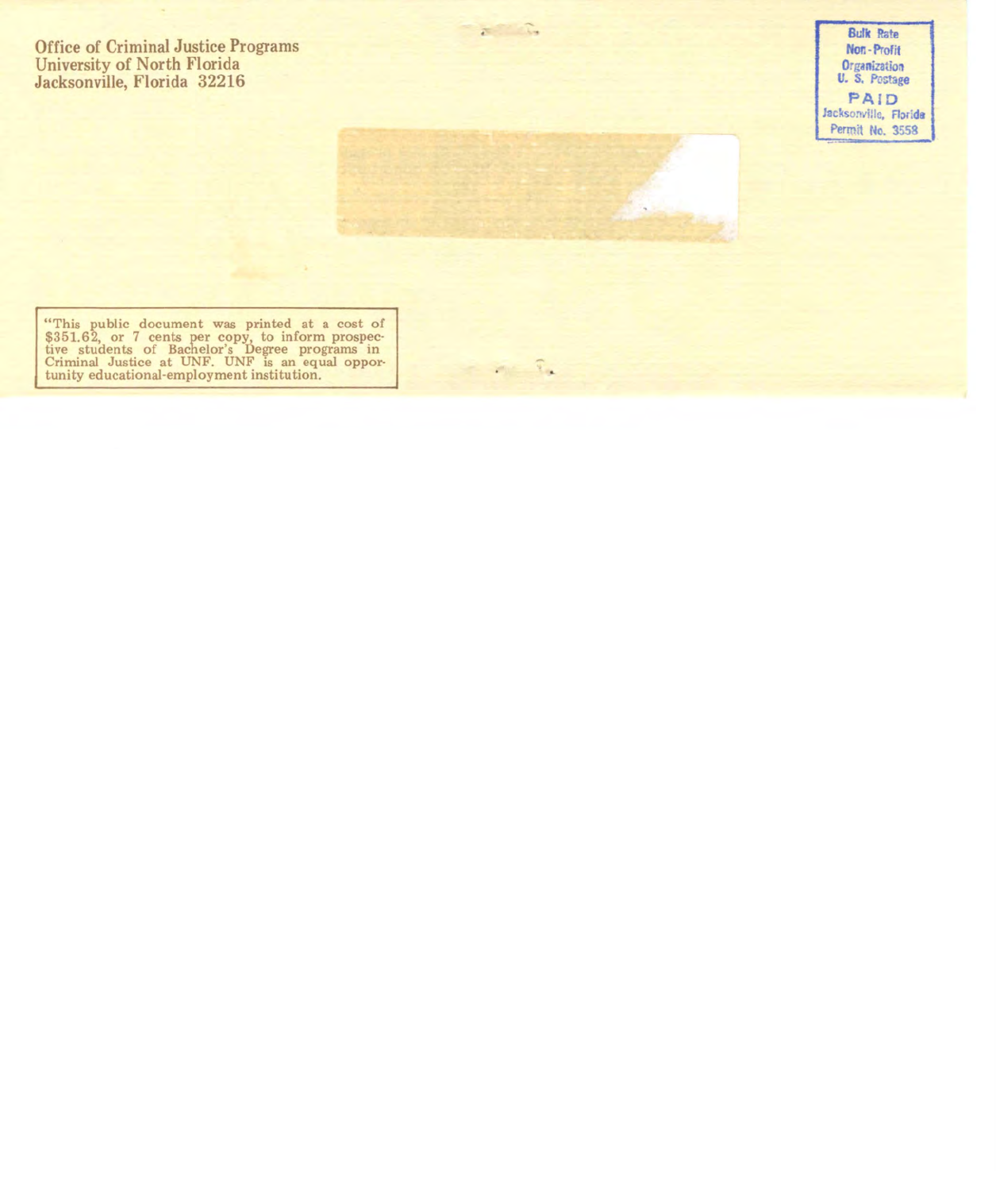Office of Criminal Justice Programs
University of North Florida
Jacksonville, Florida 32216

Bulk Rate
Non-Profit
Organization
U. S. Postage
PAID
Jacksonville, Florida
Permit No. 3558

"This public document was printed at a cost of $351.62, or 7 cents per copy, to inform prospective students of Bachelor's Degree programs in Criminal Justice at UNF. UNF is an equal opportunity educational-employment institution.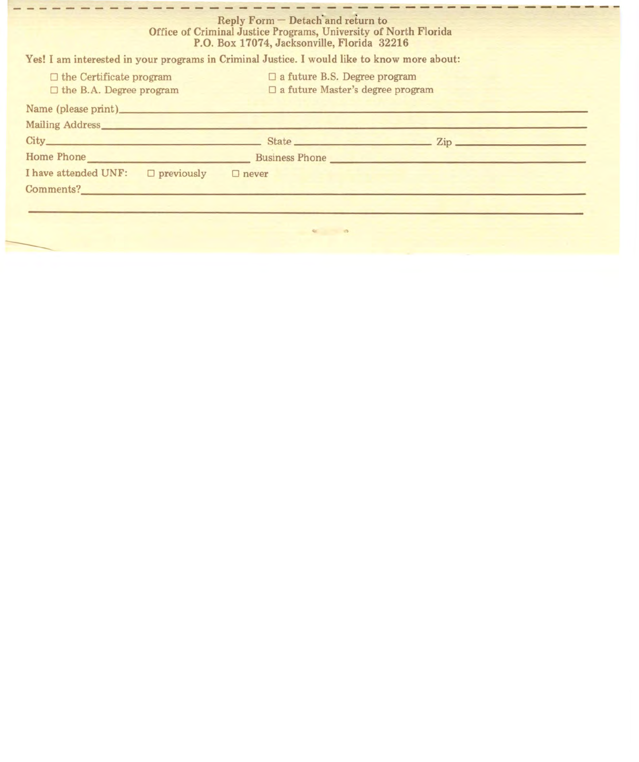Reply Form — Detach and return to
Office of Criminal Justice Programs, University of North Florida
P.O. Box 17074, Jacksonville, Florida 32216

Yes! I am interested in your programs in Criminal Justice. I would like to know more about:

- ☐ the Certificate program
- ☐ the B.A. Degree program
- ☐ a future B.S. Degree program
- ☐ a future Master's degree program

Name (please print)\_\_\_\_\_\_\_\_\_\_\_\_\_\_\_\_\_\_\_\_\_\_\_\_\_\_\_\_\_\_

Mailing Address\_\_\_\_\_\_\_\_\_\_\_\_\_\_\_\_\_\_\_\_\_\_\_\_\_\_\_\_\_\_

City\_\_\_\_\_\_\_\_\_\_\_\_\_\_\_\_ State \_\_\_\_\_\_\_\_\_\_\_\_ Zip \_\_\_\_\_\_\_\_\_\_\_\_

Home Phone\_\_\_\_\_\_\_\_\_\_\_\_\_\_\_\_ Business Phone \_\_\_\_\_\_\_\_\_\_\_\_\_\_\_\_

I have attended UNF: ☐ previously ☐ never

Comments?\_\_\_\_\_\_\_\_\_\_\_\_\_\_\_\_\_\_\_\_\_\_\_\_\_\_\_\_\_\_

\_\_\_\_\_\_\_\_\_\_\_\_\_\_\_\_\_\_\_\_\_\_\_\_\_\_\_\_\_\_\_\_\_\_\_\_\_\_\_\_